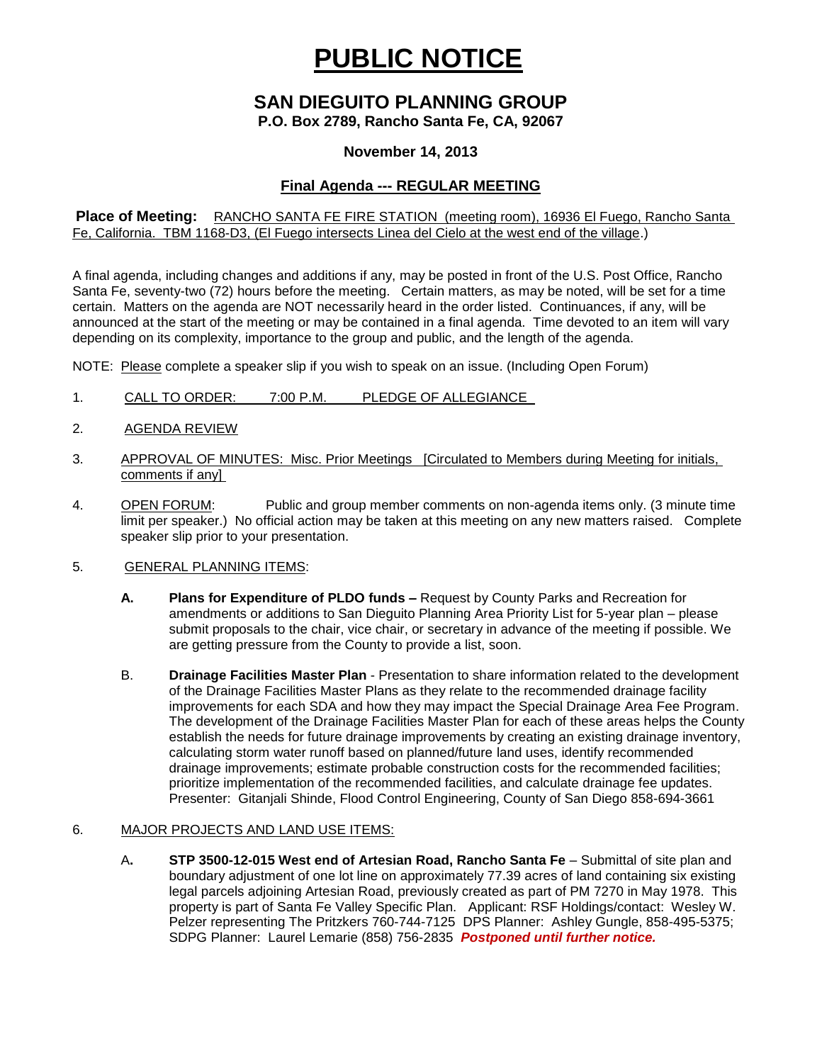# PUBLIC NOTICE

## SAN DIEGUITO PLANNING GROUP

**P.O. Box 2789, Rancho Santa Fe, CA, 92067**

**November 14, 2013**

### Final Agenda --- REGULAR MEETING

**Place of Meeting:** RANCHO SANTA FE FIRE STATION (meeting room), 16936 El Fuego, Rancho Santa Fe, California. TBM 1168-D3, (El Fuego intersects Linea del Cielo at the west end of the village.)

A final agenda, including changes and additions if any, may be posted in front of the U.S. Post Office, Rancho Santa Fe, seventy-two (72) hours before the meeting. Certain matters, as may be noted, will be set for a time certain. Matters on the agenda are NOT necessarily heard in the order listed. Continuances, if any, will be announced at the start of the meeting or may be contained in a final agenda. Time devoted to an item will vary depending on its complexity, importance to the group and public, and the length of the agenda.

NOTE: Please complete a speaker slip if you wish to speak on an issue. (Including Open Forum)

1. CALL TO ORDER: 7:00 P.M. PLEDGE OF ALLEGIANCE

2. AGENDA REVIEW

3. APPROVAL OF MINUTES: Misc. Prior Meetings [Circulated to Members during Meeting for initials, comments if any]

4. OPEN FORUM: Public and group member comments on non-agenda items only. (3 minute time limit per speaker.) No official action may be taken at this meeting on any new matters raised. Complete speaker slip prior to your presentation.

5. GENERAL PLANNING ITEMS:

   **A. Plans for Expenditure of PLDO funds –** Request by County Parks and Recreation for amendments or additions to San Dieguito Planning Area Priority List for 5-year plan – please submit proposals to the chair, vice chair, or secretary in advance of the meeting if possible. We are getting pressure from the County to provide a list, soon.

   B. **Drainage Facilities Master Plan** - Presentation to share information related to the development of the Drainage Facilities Master Plans as they relate to the recommended drainage facility improvements for each SDA and how they may impact the Special Drainage Area Fee Program. The development of the Drainage Facilities Master Plan for each of these areas helps the County establish the needs for future drainage improvements by creating an existing drainage inventory, calculating storm water runoff based on planned/future land uses, identify recommended drainage improvements; estimate probable construction costs for the recommended facilities; prioritize implementation of the recommended facilities, and calculate drainage fee updates. Presenter: Gitanjali Shinde, Flood Control Engineering, County of San Diego 858-694-3661

6. MAJOR PROJECTS AND LAND USE ITEMS:

   A**. STP 3500-12-015 West end of Artesian Road, Rancho Santa Fe** – Submittal of site plan and boundary adjustment of one lot line on approximately 77.39 acres of land containing six existing legal parcels adjoining Artesian Road, previously created as part of PM 7270 in May 1978. This property is part of Santa Fe Valley Specific Plan. Applicant: RSF Holdings/contact: Wesley W. Pelzer representing The Pritzkers 760-744-7125 DPS Planner: Ashley Gungle, 858-495-5375; SDPG Planner: Laurel Lemarie (858) 756-2835 ***Postponed until further notice.***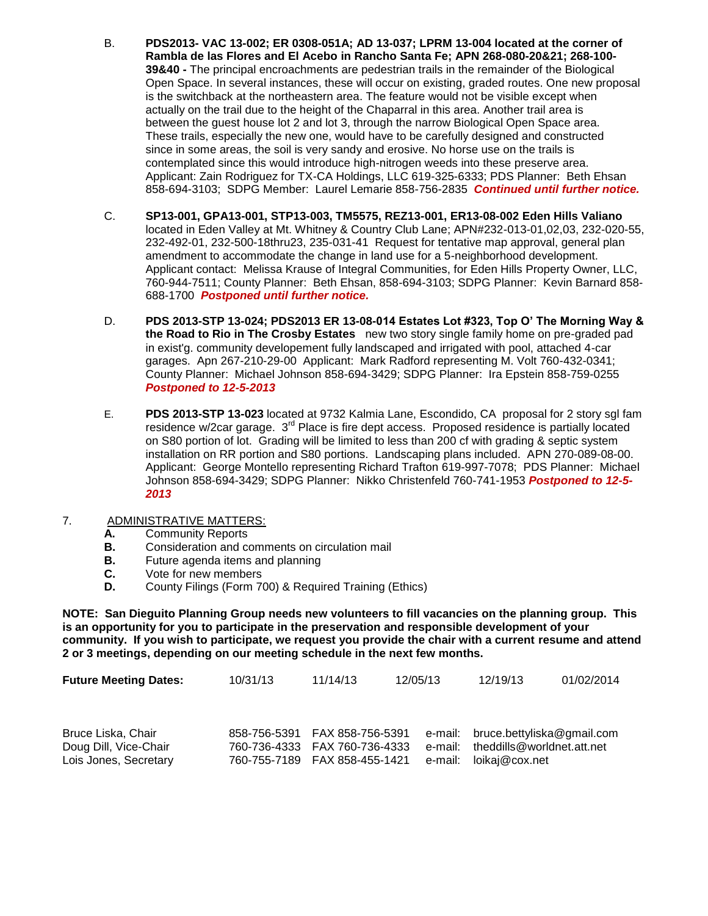B. **PDS2013- VAC 13-002; ER 0308-051A; AD 13-037; LPRM 13-004 located at the corner of Rambla de las Flores and El Acebo in Rancho Santa Fe; APN 268-080-20&21; 268-100-39&40 -** The principal encroachments are pedestrian trails in the remainder of the Biological Open Space. In several instances, these will occur on existing, graded routes. One new proposal is the switchback at the northeastern area. The feature would not be visible except when actually on the trail due to the height of the Chaparral in this area. Another trail area is between the guest house lot 2 and lot 3, through the narrow Biological Open Space area. These trails, especially the new one, would have to be carefully designed and constructed since in some areas, the soil is very sandy and erosive. No horse use on the trails is contemplated since this would introduce high-nitrogen weeds into these preserve area. Applicant: Zain Rodriguez for TX-CA Holdings, LLC 619-325-6333; PDS Planner: Beth Ehsan 858-694-3103; SDPG Member: Laurel Lemarie 858-756-2835 ***Continued until further notice.***

C. **SP13-001, GPA13-001, STP13-003, TM5575, REZ13-001, ER13-08-002 Eden Hills Valiano** located in Eden Valley at Mt. Whitney & Country Club Lane; APN#232-013-01,02,03, 232-020-55, 232-492-01, 232-500-18thru23, 235-031-41 Request for tentative map approval, general plan amendment to accommodate the change in land use for a 5-neighborhood development. Applicant contact: Melissa Krause of Integral Communities, for Eden Hills Property Owner, LLC, 760-944-7511; County Planner: Beth Ehsan, 858-694-3103; SDPG Planner: Kevin Barnard 858-688-1700 ***Postponed until further notice.***

D. **PDS 2013-STP 13-024; PDS2013 ER 13-08-014 Estates Lot #323, Top O' The Morning Way & the Road to Rio in The Crosby Estates** new two story single family home on pre-graded pad in exist'g. community developement fully landscaped and irrigated with pool, attached 4-car garages. Apn 267-210-29-00 Applicant: Mark Radford representing M. Volt 760-432-0341; County Planner: Michael Johnson 858-694-3429; SDPG Planner: Ira Epstein 858-759-0255 ***Postponed to 12-5-2013***

E. **PDS 2013-STP 13-023** located at 9732 Kalmia Lane, Escondido, CA proposal for 2 story sgl fam residence w/2car garage. 3rd Place is fire dept access. Proposed residence is partially located on S80 portion of lot. Grading will be limited to less than 200 cf with grading & septic system installation on RR portion and S80 portions. Landscaping plans included. APN 270-089-08-00. Applicant: George Montello representing Richard Trafton 619-997-7078; PDS Planner: Michael Johnson 858-694-3429; SDPG Planner: Nikko Christenfeld 760-741-1953 ***Postponed to 12-5-2013***

7. ADMINISTRATIVE MATTERS:
   - **A.** Community Reports
   - **B.** Consideration and comments on circulation mail
   - **B.** Future agenda items and planning
   - **C.** Vote for new members
   - **D.** County Filings (Form 700) & Required Training (Ethics)

**NOTE: San Dieguito Planning Group needs new volunteers to fill vacancies on the planning group. This is an opportunity for you to participate in the preservation and responsible development of your community. If you wish to participate, we request you provide the chair with a current resume and attend 2 or 3 meetings, depending on our meeting schedule in the next few months.**

**Future Meeting Dates:** 10/31/13 11/14/13 12/05/13 12/19/13 01/02/2014

| | | | |
|---|---|---|---|
| Bruce Liska, Chair | 858-756-5391 | FAX 858-756-5391 | e-mail: bruce.bettyliska@gmail.com |
| Doug Dill, Vice-Chair | 760-736-4333 | FAX 760-736-4333 | e-mail: theddills@worldnet.att.net |
| Lois Jones, Secretary | 760-755-7189 | FAX 858-455-1421 | e-mail: loikaj@cox.net |